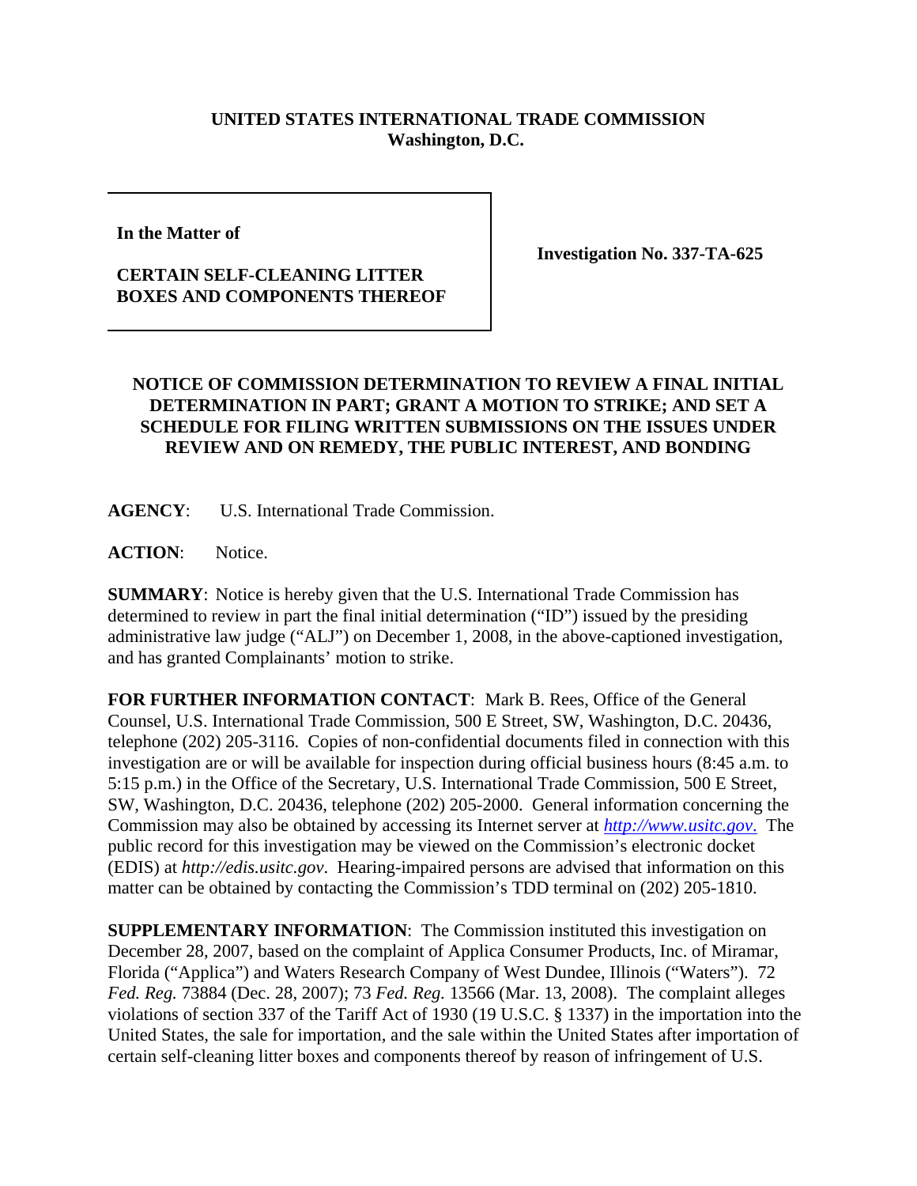**UNITED STATES INTERNATIONAL TRADE COMMISSION**
**Washington, D.C.**

| **In the Matter of**<br><br>**CERTAIN SELF-CLEANING LITTER BOXES AND COMPONENTS THEREOF** | **Investigation No. 337-TA-625** |
|---|---|

**NOTICE OF COMMISSION DETERMINATION TO REVIEW A FINAL INITIAL DETERMINATION IN PART; GRANT A MOTION TO STRIKE; AND SET A SCHEDULE FOR FILING WRITTEN SUBMISSIONS ON THE ISSUES UNDER REVIEW AND ON REMEDY, THE PUBLIC INTEREST, AND BONDING**

**AGENCY**: U.S. International Trade Commission.

**ACTION**: Notice.

**SUMMARY**: Notice is hereby given that the U.S. International Trade Commission has determined to review in part the final initial determination ("ID") issued by the presiding administrative law judge ("ALJ") on December 1, 2008, in the above-captioned investigation, and has granted Complainants' motion to strike.

**FOR FURTHER INFORMATION CONTACT**: Mark B. Rees, Office of the General Counsel, U.S. International Trade Commission, 500 E Street, SW, Washington, D.C. 20436, telephone (202) 205-3116. Copies of non-confidential documents filed in connection with this investigation are or will be available for inspection during official business hours (8:45 a.m. to 5:15 p.m.) in the Office of the Secretary, U.S. International Trade Commission, 500 E Street, SW, Washington, D.C. 20436, telephone (202) 205-2000. General information concerning the Commission may also be obtained by accessing its Internet server at *http://www.usitc.gov*. The public record for this investigation may be viewed on the Commission's electronic docket (EDIS) at *http://edis.usitc.gov*. Hearing-impaired persons are advised that information on this matter can be obtained by contacting the Commission's TDD terminal on (202) 205-1810.

**SUPPLEMENTARY INFORMATION**: The Commission instituted this investigation on December 28, 2007, based on the complaint of Applica Consumer Products, Inc. of Miramar, Florida ("Applica") and Waters Research Company of West Dundee, Illinois ("Waters"). 72 *Fed. Reg.* 73884 (Dec. 28, 2007); 73 *Fed. Reg.* 13566 (Mar. 13, 2008). The complaint alleges violations of section 337 of the Tariff Act of 1930 (19 U.S.C. § 1337) in the importation into the United States, the sale for importation, and the sale within the United States after importation of certain self-cleaning litter boxes and components thereof by reason of infringement of U.S.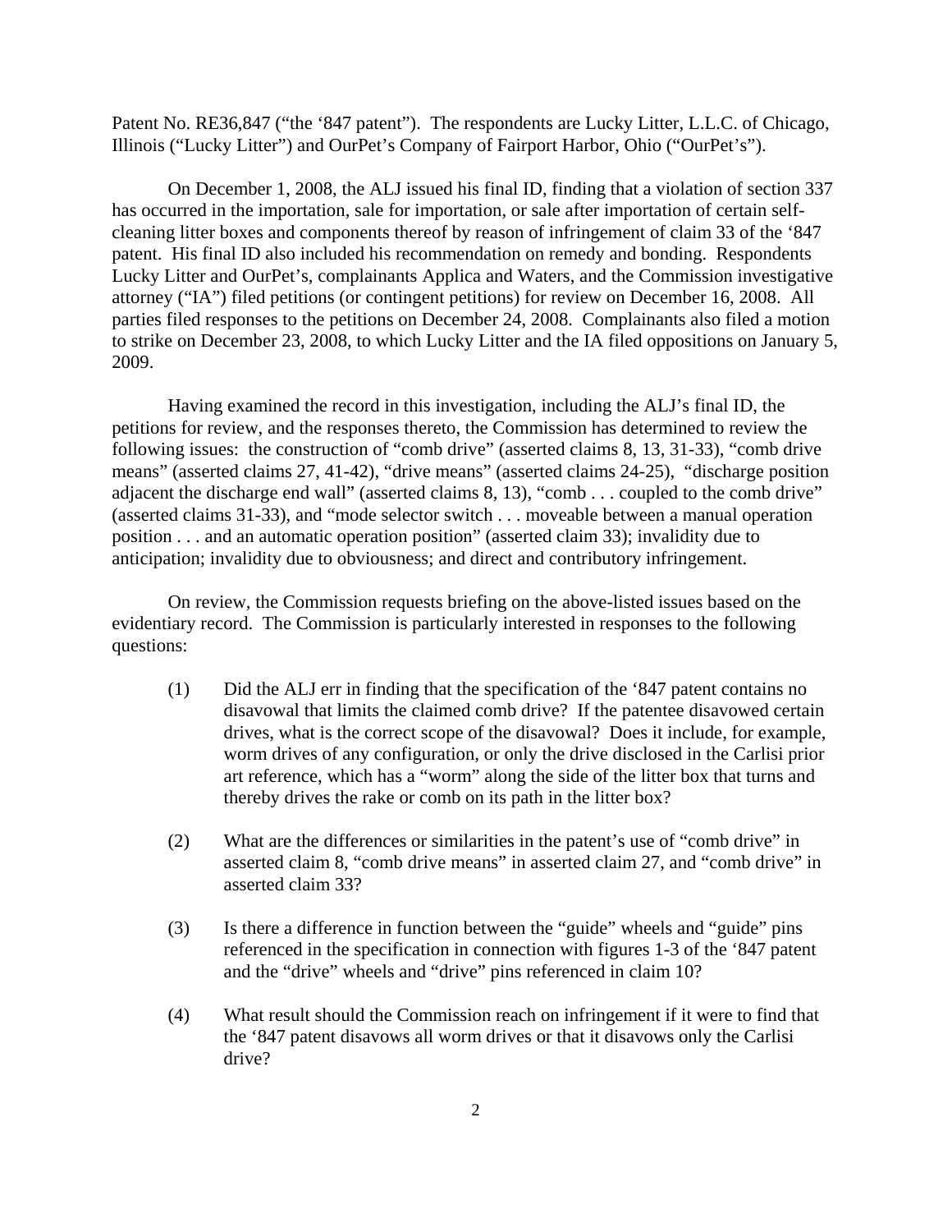Patent No. RE36,847 ("the '847 patent"). The respondents are Lucky Litter, L.L.C. of Chicago, Illinois ("Lucky Litter") and OurPet's Company of Fairport Harbor, Ohio ("OurPet's").

On December 1, 2008, the ALJ issued his final ID, finding that a violation of section 337 has occurred in the importation, sale for importation, or sale after importation of certain self-cleaning litter boxes and components thereof by reason of infringement of claim 33 of the '847 patent. His final ID also included his recommendation on remedy and bonding. Respondents Lucky Litter and OurPet's, complainants Applica and Waters, and the Commission investigative attorney ("IA") filed petitions (or contingent petitions) for review on December 16, 2008. All parties filed responses to the petitions on December 24, 2008. Complainants also filed a motion to strike on December 23, 2008, to which Lucky Litter and the IA filed oppositions on January 5, 2009.

Having examined the record in this investigation, including the ALJ's final ID, the petitions for review, and the responses thereto, the Commission has determined to review the following issues: the construction of "comb drive" (asserted claims 8, 13, 31-33), "comb drive means" (asserted claims 27, 41-42), "drive means" (asserted claims 24-25), "discharge position adjacent the discharge end wall" (asserted claims 8, 13), "comb . . . coupled to the comb drive" (asserted claims 31-33), and "mode selector switch . . . moveable between a manual operation position . . . and an automatic operation position" (asserted claim 33); invalidity due to anticipation; invalidity due to obviousness; and direct and contributory infringement.

On review, the Commission requests briefing on the above-listed issues based on the evidentiary record. The Commission is particularly interested in responses to the following questions:

(1) Did the ALJ err in finding that the specification of the '847 patent contains no disavowal that limits the claimed comb drive? If the patentee disavowed certain drives, what is the correct scope of the disavowal? Does it include, for example, worm drives of any configuration, or only the drive disclosed in the Carlisi prior art reference, which has a "worm" along the side of the litter box that turns and thereby drives the rake or comb on its path in the litter box?

(2) What are the differences or similarities in the patent's use of "comb drive" in asserted claim 8, "comb drive means" in asserted claim 27, and "comb drive" in asserted claim 33?

(3) Is there a difference in function between the "guide" wheels and "guide" pins referenced in the specification in connection with figures 1-3 of the '847 patent and the "drive" wheels and "drive" pins referenced in claim 10?

(4) What result should the Commission reach on infringement if it were to find that the '847 patent disavows all worm drives or that it disavows only the Carlisi drive?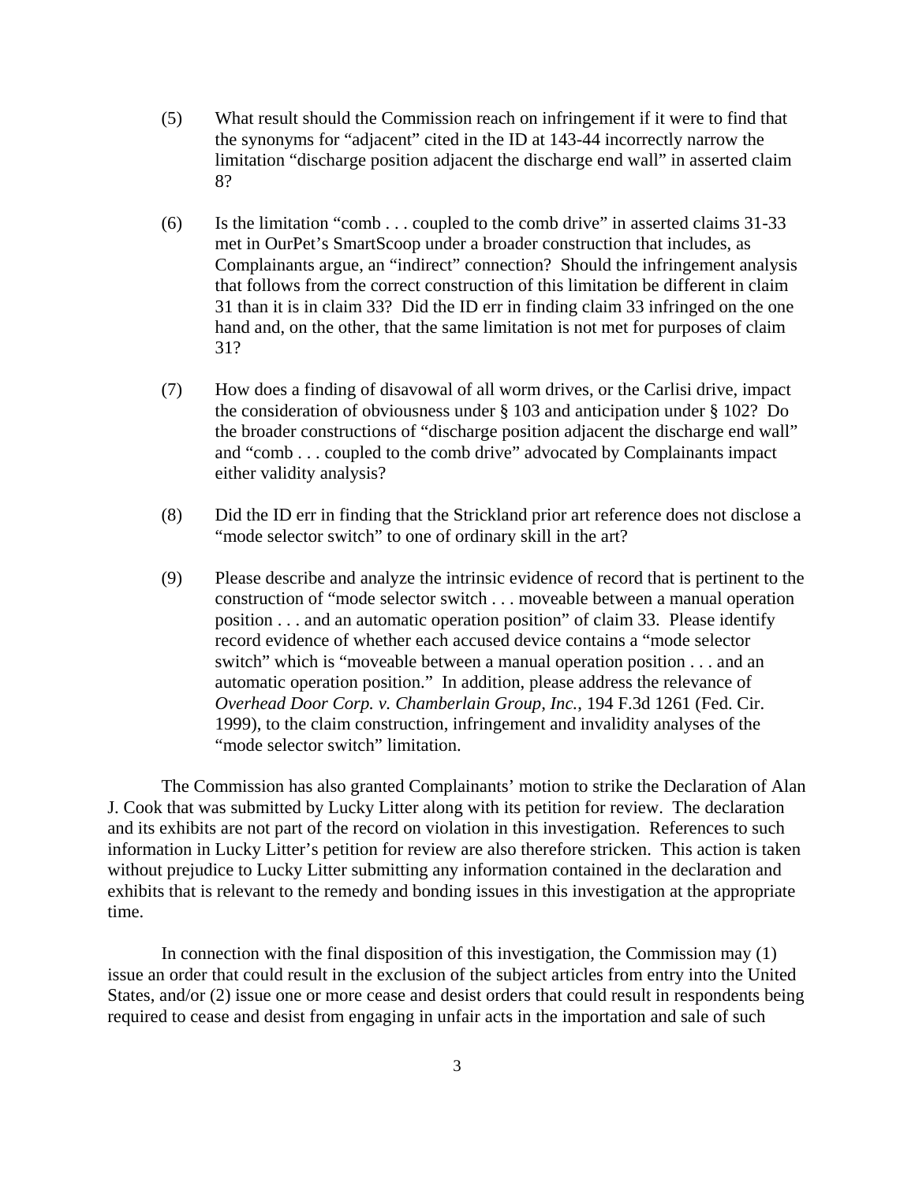(5) What result should the Commission reach on infringement if it were to find that the synonyms for "adjacent" cited in the ID at 143-44 incorrectly narrow the limitation "discharge position adjacent the discharge end wall" in asserted claim 8?

(6) Is the limitation "comb . . . coupled to the comb drive" in asserted claims 31-33 met in OurPet's SmartScoop under a broader construction that includes, as Complainants argue, an "indirect" connection? Should the infringement analysis that follows from the correct construction of this limitation be different in claim 31 than it is in claim 33? Did the ID err in finding claim 33 infringed on the one hand and, on the other, that the same limitation is not met for purposes of claim 31?

(7) How does a finding of disavowal of all worm drives, or the Carlisi drive, impact the consideration of obviousness under § 103 and anticipation under § 102? Do the broader constructions of "discharge position adjacent the discharge end wall" and "comb . . . coupled to the comb drive" advocated by Complainants impact either validity analysis?

(8) Did the ID err in finding that the Strickland prior art reference does not disclose a "mode selector switch" to one of ordinary skill in the art?

(9) Please describe and analyze the intrinsic evidence of record that is pertinent to the construction of "mode selector switch . . . moveable between a manual operation position . . . and an automatic operation position" of claim 33. Please identify record evidence of whether each accused device contains a "mode selector switch" which is "moveable between a manual operation position . . . and an automatic operation position." In addition, please address the relevance of *Overhead Door Corp. v. Chamberlain Group, Inc.*, 194 F.3d 1261 (Fed. Cir. 1999), to the claim construction, infringement and invalidity analyses of the "mode selector switch" limitation.

The Commission has also granted Complainants' motion to strike the Declaration of Alan J. Cook that was submitted by Lucky Litter along with its petition for review. The declaration and its exhibits are not part of the record on violation in this investigation. References to such information in Lucky Litter's petition for review are also therefore stricken. This action is taken without prejudice to Lucky Litter submitting any information contained in the declaration and exhibits that is relevant to the remedy and bonding issues in this investigation at the appropriate time.

In connection with the final disposition of this investigation, the Commission may (1) issue an order that could result in the exclusion of the subject articles from entry into the United States, and/or (2) issue one or more cease and desist orders that could result in respondents being required to cease and desist from engaging in unfair acts in the importation and sale of such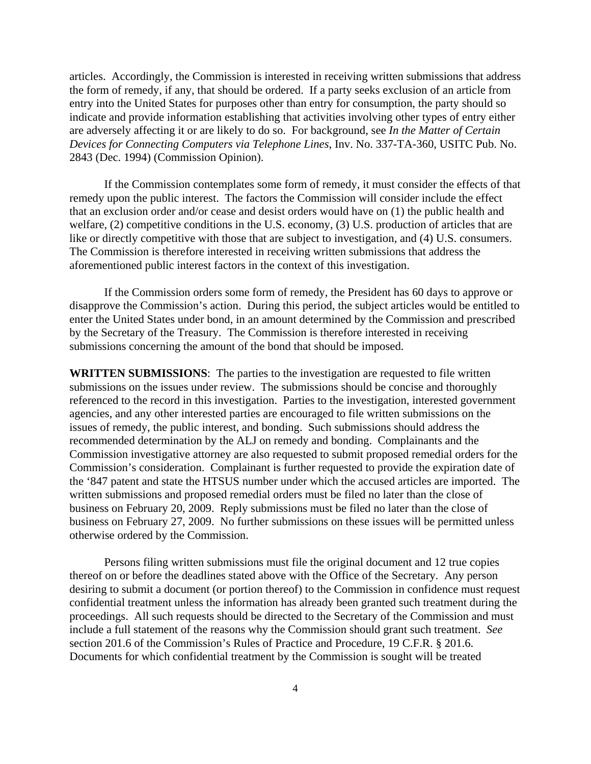articles. Accordingly, the Commission is interested in receiving written submissions that address the form of remedy, if any, that should be ordered. If a party seeks exclusion of an article from entry into the United States for purposes other than entry for consumption, the party should so indicate and provide information establishing that activities involving other types of entry either are adversely affecting it or are likely to do so. For background, see *In the Matter of Certain Devices for Connecting Computers via Telephone Lines*, Inv. No. 337-TA-360, USITC Pub. No. 2843 (Dec. 1994) (Commission Opinion).

If the Commission contemplates some form of remedy, it must consider the effects of that remedy upon the public interest. The factors the Commission will consider include the effect that an exclusion order and/or cease and desist orders would have on (1) the public health and welfare, (2) competitive conditions in the U.S. economy, (3) U.S. production of articles that are like or directly competitive with those that are subject to investigation, and (4) U.S. consumers. The Commission is therefore interested in receiving written submissions that address the aforementioned public interest factors in the context of this investigation.

If the Commission orders some form of remedy, the President has 60 days to approve or disapprove the Commission's action. During this period, the subject articles would be entitled to enter the United States under bond, in an amount determined by the Commission and prescribed by the Secretary of the Treasury. The Commission is therefore interested in receiving submissions concerning the amount of the bond that should be imposed.

**WRITTEN SUBMISSIONS**: The parties to the investigation are requested to file written submissions on the issues under review. The submissions should be concise and thoroughly referenced to the record in this investigation. Parties to the investigation, interested government agencies, and any other interested parties are encouraged to file written submissions on the issues of remedy, the public interest, and bonding. Such submissions should address the recommended determination by the ALJ on remedy and bonding. Complainants and the Commission investigative attorney are also requested to submit proposed remedial orders for the Commission's consideration. Complainant is further requested to provide the expiration date of the '847 patent and state the HTSUS number under which the accused articles are imported. The written submissions and proposed remedial orders must be filed no later than the close of business on February 20, 2009. Reply submissions must be filed no later than the close of business on February 27, 2009. No further submissions on these issues will be permitted unless otherwise ordered by the Commission.

Persons filing written submissions must file the original document and 12 true copies thereof on or before the deadlines stated above with the Office of the Secretary. Any person desiring to submit a document (or portion thereof) to the Commission in confidence must request confidential treatment unless the information has already been granted such treatment during the proceedings. All such requests should be directed to the Secretary of the Commission and must include a full statement of the reasons why the Commission should grant such treatment. *See* section 201.6 of the Commission's Rules of Practice and Procedure, 19 C.F.R. § 201.6. Documents for which confidential treatment by the Commission is sought will be treated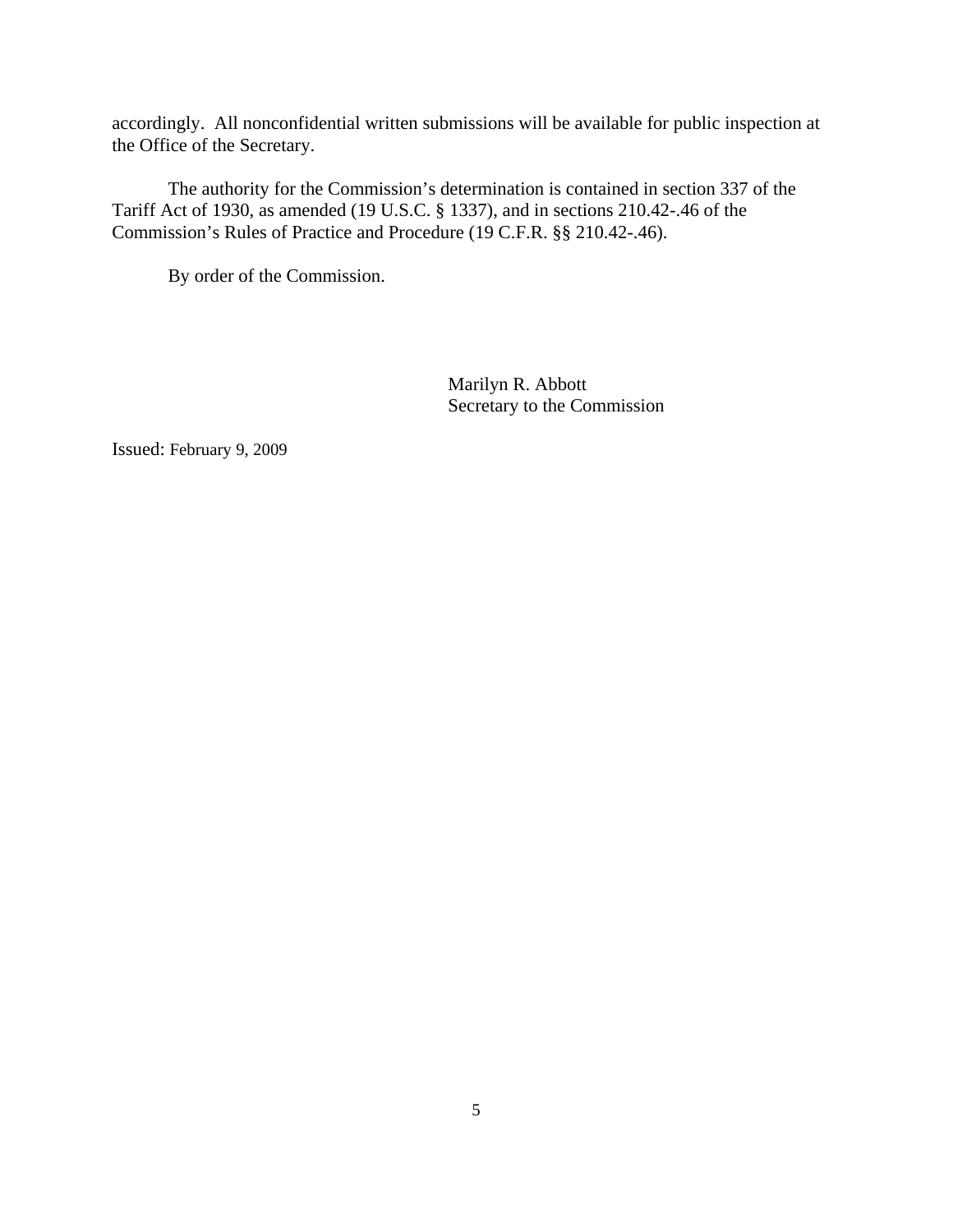accordingly. All nonconfidential written submissions will be available for public inspection at the Office of the Secretary.

The authority for the Commission's determination is contained in section 337 of the Tariff Act of 1930, as amended (19 U.S.C. § 1337), and in sections 210.42-.46 of the Commission's Rules of Practice and Procedure (19 C.F.R. §§ 210.42-.46).

By order of the Commission.

Marilyn R. Abbott
Secretary to the Commission

Issued: February 9, 2009